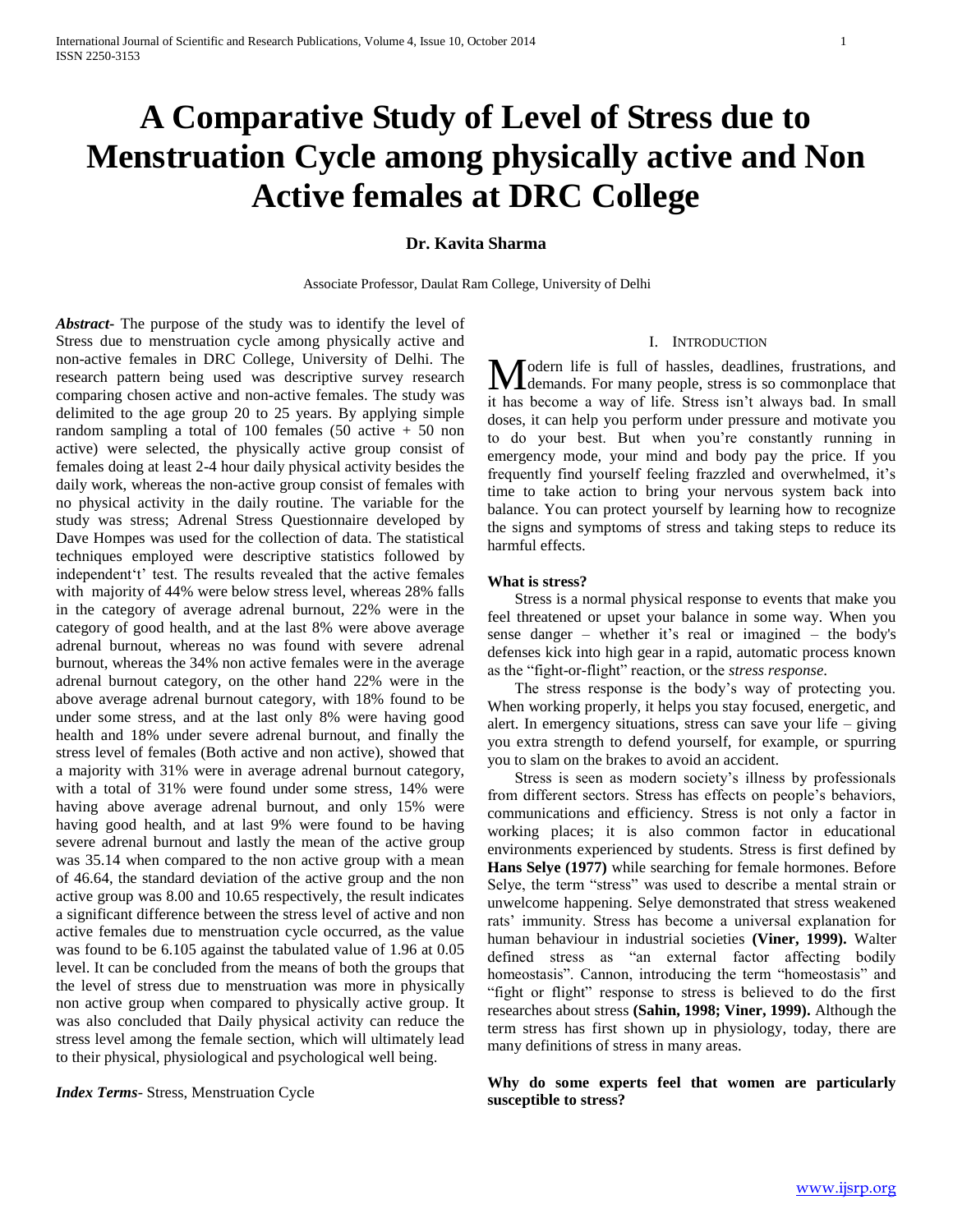# A Comparative Study of Level of Stress due to Menstruation Cycle among physically active and Non Active females at DRC College

**Dr. Kavita Sharma**

Associate Professor, Daulat Ram College, University of Delhi

***Abstract-*** The purpose of the study was to identify the level of Stress due to menstruation cycle among physically active and non-active females in DRC College, University of Delhi. The research pattern being used was descriptive survey research comparing chosen active and non-active females. The study was delimited to the age group 20 to 25 years. By applying simple random sampling a total of 100 females (50 active + 50 non active) were selected, the physically active group consist of females doing at least 2-4 hour daily physical activity besides the daily work, whereas the non-active group consist of females with no physical activity in the daily routine. The variable for the study was stress; Adrenal Stress Questionnaire developed by Dave Hompes was used for the collection of data. The statistical techniques employed were descriptive statistics followed by independent't' test. The results revealed that the active females with majority of 44% were below stress level, whereas 28% falls in the category of average adrenal burnout, 22% were in the category of good health, and at the last 8% were above average adrenal burnout, whereas no was found with severe adrenal burnout, whereas the 34% non active females were in the average adrenal burnout category, on the other hand 22% were in the above average adrenal burnout category, with 18% found to be under some stress, and at the last only 8% were having good health and 18% under severe adrenal burnout, and finally the stress level of females (Both active and non active), showed that a majority with 31% were in average adrenal burnout category, with a total of 31% were found under some stress, 14% were having above average adrenal burnout, and only 15% were having good health, and at last 9% were found to be having severe adrenal burnout and lastly the mean of the active group was 35.14 when compared to the non active group with a mean of 46.64, the standard deviation of the active group and the non active group was 8.00 and 10.65 respectively, the result indicates a significant difference between the stress level of active and non active females due to menstruation cycle occurred, as the value was found to be 6.105 against the tabulated value of 1.96 at 0.05 level. It can be concluded from the means of both the groups that the level of stress due to menstruation was more in physically non active group when compared to physically active group. It was also concluded that Daily physical activity can reduce the stress level among the female section, which will ultimately lead to their physical, physiological and psychological well being.

***Index Terms-*** Stress, Menstruation Cycle

## I. Introduction

Modern life is full of hassles, deadlines, frustrations, and demands. For many people, stress is so commonplace that it has become a way of life. Stress isn't always bad. In small doses, it can help you perform under pressure and motivate you to do your best. But when you're constantly running in emergency mode, your mind and body pay the price. If you frequently find yourself feeling frazzled and overwhelmed, it's time to take action to bring your nervous system back into balance. You can protect yourself by learning how to recognize the signs and symptoms of stress and taking steps to reduce its harmful effects.

### What is stress?

Stress is a normal physical response to events that make you feel threatened or upset your balance in some way. When you sense danger – whether it's real or imagined – the body's defenses kick into high gear in a rapid, automatic process known as the "fight-or-flight" reaction, or the *stress response*.

The stress response is the body's way of protecting you. When working properly, it helps you stay focused, energetic, and alert. In emergency situations, stress can save your life – giving you extra strength to defend yourself, for example, or spurring you to slam on the brakes to avoid an accident.

Stress is seen as modern society's illness by professionals from different sectors. Stress has effects on people's behaviors, communications and efficiency. Stress is not only a factor in working places; it is also common factor in educational environments experienced by students. Stress is first defined by **Hans Selye (1977)** while searching for female hormones. Before Selye, the term "stress" was used to describe a mental strain or unwelcome happening. Selye demonstrated that stress weakened rats' immunity. Stress has become a universal explanation for human behaviour in industrial societies **(Viner, 1999).** Walter defined stress as "an external factor affecting bodily homeostasis". Cannon, introducing the term "homeostasis" and "fight or flight" response to stress is believed to do the first researches about stress **(Sahin, 1998; Viner, 1999).** Although the term stress has first shown up in physiology, today, there are many definitions of stress in many areas.

### Why do some experts feel that women are particularly susceptible to stress?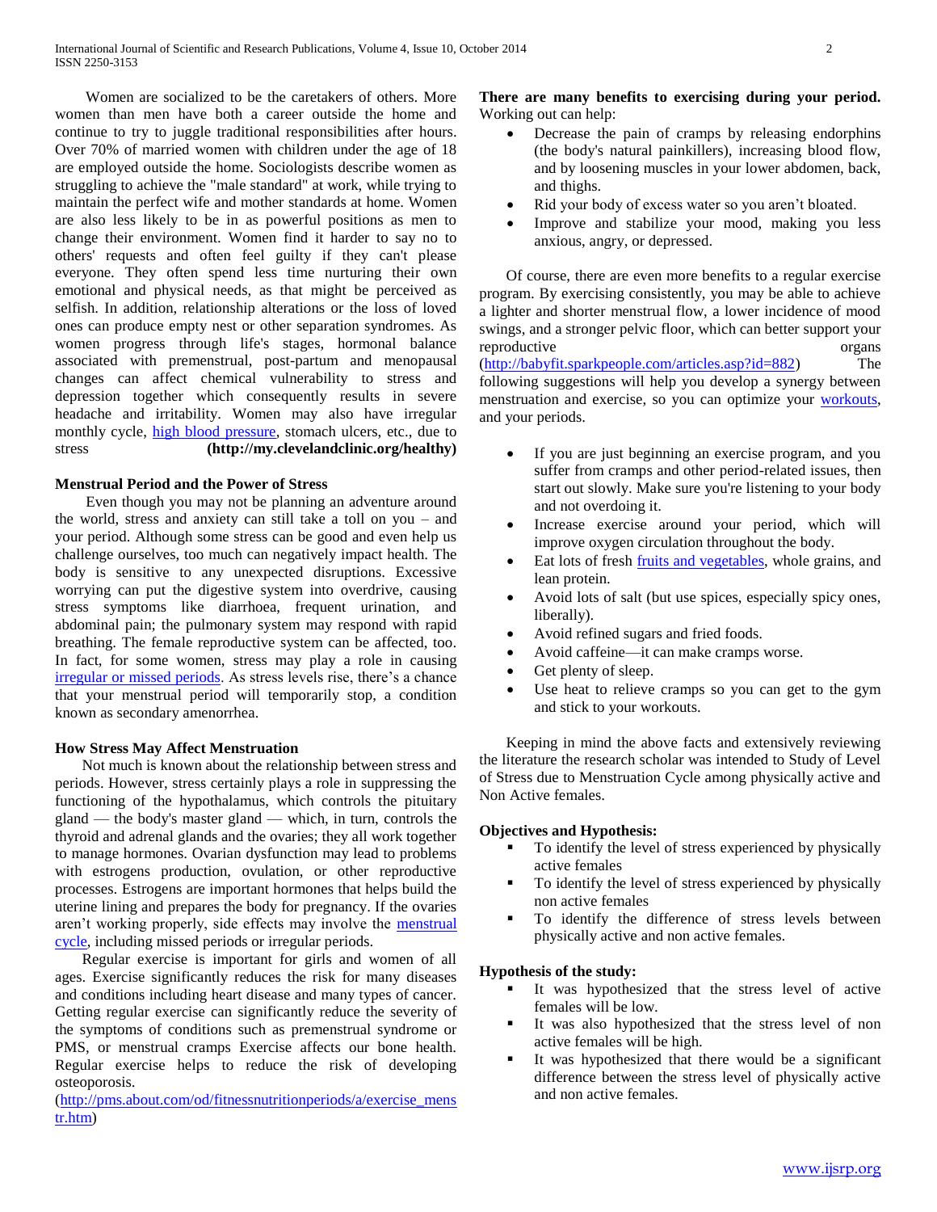Women are socialized to be the caretakers of others. More women than men have both a career outside the home and continue to try to juggle traditional responsibilities after hours. Over 70% of married women with children under the age of 18 are employed outside the home. Sociologists describe women as struggling to achieve the "male standard" at work, while trying to maintain the perfect wife and mother standards at home. Women are also less likely to be in as powerful positions as men to change their environment. Women find it harder to say no to others' requests and often feel guilty if they can't please everyone. They often spend less time nurturing their own emotional and physical needs, as that might be perceived as selfish. In addition, relationship alterations or the loss of loved ones can produce empty nest or other separation syndromes. As women progress through life's stages, hormonal balance associated with premenstrual, post-partum and menopausal changes can affect chemical vulnerability to stress and depression together which consequently results in severe headache and irritability. Women may also have irregular monthly cycle, high blood pressure, stomach ulcers, etc., due to stress **(http://my.clevelandclinic.org/healthy)**

**Menstrual Period and the Power of Stress**

Even though you may not be planning an adventure around the world, stress and anxiety can still take a toll on you – and your period. Although some stress can be good and even help us challenge ourselves, too much can negatively impact health. The body is sensitive to any unexpected disruptions. Excessive worrying can put the digestive system into overdrive, causing stress symptoms like diarrhoea, frequent urination, and abdominal pain; the pulmonary system may respond with rapid breathing. The female reproductive system can be affected, too. In fact, for some women, stress may play a role in causing irregular or missed periods. As stress levels rise, there's a chance that your menstrual period will temporarily stop, a condition known as secondary amenorrhea.

**How Stress May Affect Menstruation**

Not much is known about the relationship between stress and periods. However, stress certainly plays a role in suppressing the functioning of the hypothalamus, which controls the pituitary gland — the body's master gland — which, in turn, controls the thyroid and adrenal glands and the ovaries; they all work together to manage hormones. Ovarian dysfunction may lead to problems with estrogens production, ovulation, or other reproductive processes. Estrogens are important hormones that helps build the uterine lining and prepares the body for pregnancy. If the ovaries aren't working properly, side effects may involve the menstrual cycle, including missed periods or irregular periods.

Regular exercise is important for girls and women of all ages. Exercise significantly reduces the risk for many diseases and conditions including heart disease and many types of cancer. Getting regular exercise can significantly reduce the severity of the symptoms of conditions such as premenstrual syndrome or PMS, or menstrual cramps Exercise affects our bone health. Regular exercise helps to reduce the risk of developing osteoporosis. (http://pms.about.com/od/fitnessnutritionperiods/a/exercise_menstr.htm)

**There are many benefits to exercising during your period.** Working out can help:

- Decrease the pain of cramps by releasing endorphins (the body's natural painkillers), increasing blood flow, and by loosening muscles in your lower abdomen, back, and thighs.
- Rid your body of excess water so you aren't bloated.
- Improve and stabilize your mood, making you less anxious, angry, or depressed.

Of course, there are even more benefits to a regular exercise program. By exercising consistently, you may be able to achieve a lighter and shorter menstrual flow, a lower incidence of mood swings, and a stronger pelvic floor, which can better support your reproductive organs (http://babyfit.sparkpeople.com/articles.asp?id=882) The following suggestions will help you develop a synergy between menstruation and exercise, so you can optimize your workouts, and your periods.

- If you are just beginning an exercise program, and you suffer from cramps and other period-related issues, then start out slowly. Make sure you're listening to your body and not overdoing it.
- Increase exercise around your period, which will improve oxygen circulation throughout the body.
- Eat lots of fresh fruits and vegetables, whole grains, and lean protein.
- Avoid lots of salt (but use spices, especially spicy ones, liberally).
- Avoid refined sugars and fried foods.
- Avoid caffeine—it can make cramps worse.
- Get plenty of sleep.
- Use heat to relieve cramps so you can get to the gym and stick to your workouts.

Keeping in mind the above facts and extensively reviewing the literature the research scholar was intended to Study of Level of Stress due to Menstruation Cycle among physically active and Non Active females.

**Objectives and Hypothesis:**

- To identify the level of stress experienced by physically active females
- To identify the level of stress experienced by physically non active females
- To identify the difference of stress levels between physically active and non active females.

**Hypothesis of the study:**

- It was hypothesized that the stress level of active females will be low.
- It was also hypothesized that the stress level of non active females will be high.
- It was hypothesized that there would be a significant difference between the stress level of physically active and non active females.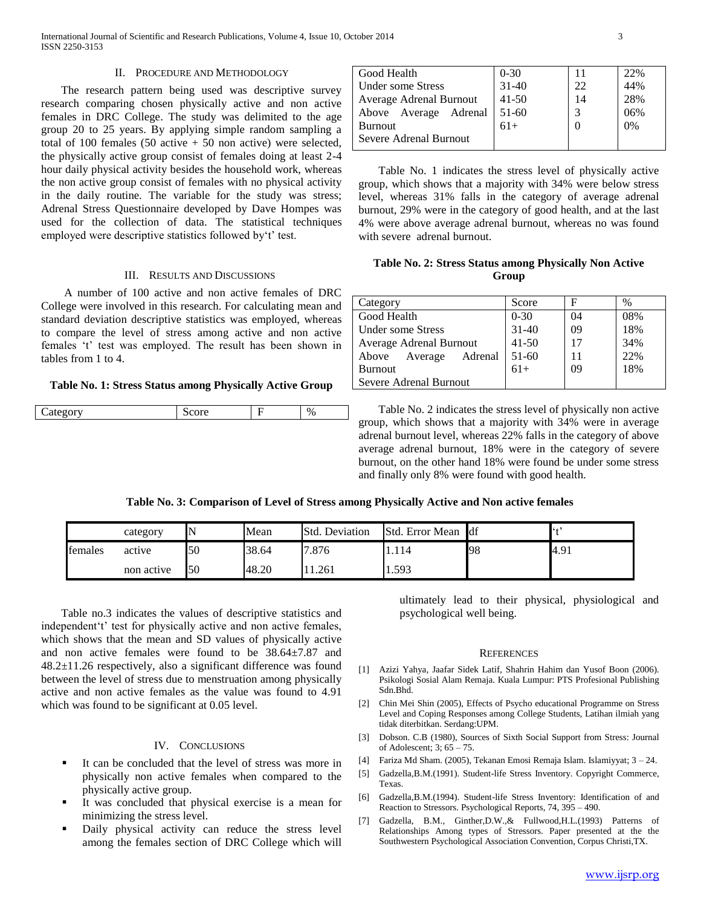## II. Procedure and Methodology

The research pattern being used was descriptive survey research comparing chosen physically active and non active females in DRC College. The study was delimited to the age group 20 to 25 years. By applying simple random sampling a total of 100 females (50 active + 50 non active) were selected, the physically active group consist of females doing at least 2-4 hour daily physical activity besides the household work, whereas the non active group consist of females with no physical activity in the daily routine. The variable for the study was stress; Adrenal Stress Questionnaire developed by Dave Hompes was used for the collection of data. The statistical techniques employed were descriptive statistics followed by't' test.

## III. Results and Discussions

A number of 100 active and non active females of DRC College were involved in this research. For calculating mean and standard deviation descriptive statistics was employed, whereas to compare the level of stress among active and non active females 't' test was employed. The result has been shown in tables from 1 to 4.

**Table No. 1: Stress Status among Physically Active Group**

| Category | Score | F | % |
|---|---|---|---|
| Good Health | 0-30 | 11 | 22% |
| Under some Stress | 31-40 | 22 | 44% |
| Average Adrenal Burnout | 41-50 | 14 | 28% |
| Above Average Adrenal Burnout | 51-60 | 3 | 06% |
| Severe Adrenal Burnout | 61+ | 0 | 0% |

Table No. 1 indicates the stress level of physically active group, which shows that a majority with 34% were below stress level, whereas 31% falls in the category of average adrenal burnout, 29% were in the category of good health, and at the last 4% were above average adrenal burnout, whereas no was found with severe adrenal burnout.

**Table No. 2: Stress Status among Physically Non Active Group**

| Category | Score | F | % |
|---|---|---|---|
| Good Health | 0-30 | 04 | 08% |
| Under some Stress | 31-40 | 09 | 18% |
| Average Adrenal Burnout | 41-50 | 17 | 34% |
| Above Average Adrenal Burnout | 51-60 | 11 | 22% |
| Severe Adrenal Burnout | 61+ | 09 | 18% |

Table No. 2 indicates the stress level of physically non active group, which shows that a majority with 34% were in average adrenal burnout level, whereas 22% falls in the category of above average adrenal burnout, 18% were in the category of severe burnout, on the other hand 18% were found be under some stress and finally only 8% were found with good health.

**Table No. 3: Comparison of Level of Stress among Physically Active and Non active females**

| | category | N | Mean | Std. Deviation | Std. Error Mean | df | 't' |
|---|---|---|---|---|---|---|---|
| females | active | 50 | 38.64 | 7.876 | 1.114 | 98 | 4.91 |
| | non active | 50 | 48.20 | 11.261 | 1.593 | | |

Table no.3 indicates the values of descriptive statistics and independent't' test for physically active and non active females, which shows that the mean and SD values of physically active and non active females were found to be 38.64±7.87 and 48.2±11.26 respectively, also a significant difference was found between the level of stress due to menstruation among physically active and non active females as the value was found to 4.91 which was found to be significant at 0.05 level.

## IV. Conclusions

- It can be concluded that the level of stress was more in physically non active females when compared to the physically active group.
- It was concluded that physical exercise is a mean for minimizing the stress level.
- Daily physical activity can reduce the stress level among the females section of DRC College which will ultimately lead to their physical, physiological and psychological well being.

## References

[1] Azizi Yahya, Jaafar Sidek Latif, Shahrin Hahim dan Yusof Boon (2006). Psikologi Sosial Alam Remaja. Kuala Lumpur: PTS Profesional Publishing Sdn.Bhd.

[2] Chin Mei Shin (2005), Effects of Psycho educational Programme on Stress Level and Coping Responses among College Students, Latihan ilmiah yang tidak diterbitkan. Serdang:UPM.

[3] Dobson. C.B (1980), Sources of Sixth Social Support from Stress: Journal of Adolescent; 3; 65 – 75.

[4] Fariza Md Sham. (2005), Tekanan Emosi Remaja Islam. Islamiyyat; 3 – 24.

[5] Gadzella,B.M.(1991). Student-life Stress Inventory. Copyright Commerce, Texas.

[6] Gadzella,B.M.(1994). Student-life Stress Inventory: Identification of and Reaction to Stressors. Psychological Reports, 74, 395 – 490.

[7] Gadzella, B.M., Ginther,D.W.,& Fullwood,H.L.(1993) Patterns of Relationships Among types of Stressors. Paper presented at the the Southwestern Psychological Association Convention, Corpus Christi,TX.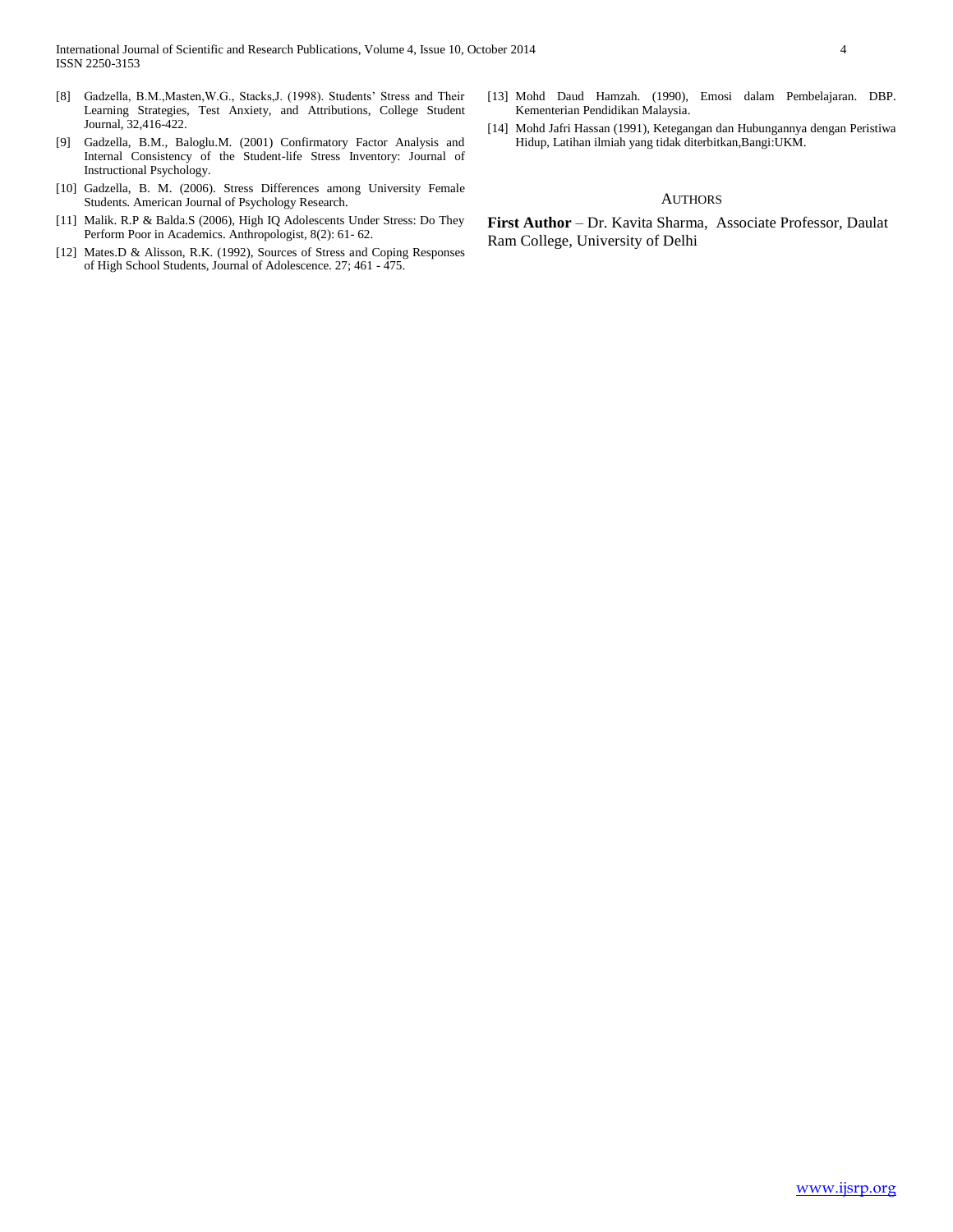[8] Gadzella, B.M.,Masten,W.G., Stacks,J. (1998). Students' Stress and Their Learning Strategies, Test Anxiety, and Attributions, College Student Journal, 32,416-422.

[9] Gadzella, B.M., Baloglu.M. (2001) Confirmatory Factor Analysis and Internal Consistency of the Student-life Stress Inventory: Journal of Instructional Psychology.

[10] Gadzella, B. M. (2006). Stress Differences among University Female Students. American Journal of Psychology Research.

[11] Malik. R.P & Balda.S (2006), High IQ Adolescents Under Stress: Do They Perform Poor in Academics. Anthropologist, 8(2): 61- 62.

[12] Mates.D & Alisson, R.K. (1992), Sources of Stress and Coping Responses of High School Students, Journal of Adolescence. 27; 461 - 475.

[13] Mohd Daud Hamzah. (1990), Emosi dalam Pembelajaran. DBP. Kementerian Pendidikan Malaysia.

[14] Mohd Jafri Hassan (1991), Ketegangan dan Hubungannya dengan Peristiwa Hidup, Latihan ilmiah yang tidak diterbitkan,Bangi:UKM.

## AUTHORS

**First Author** – Dr. Kavita Sharma, Associate Professor, Daulat Ram College, University of Delhi